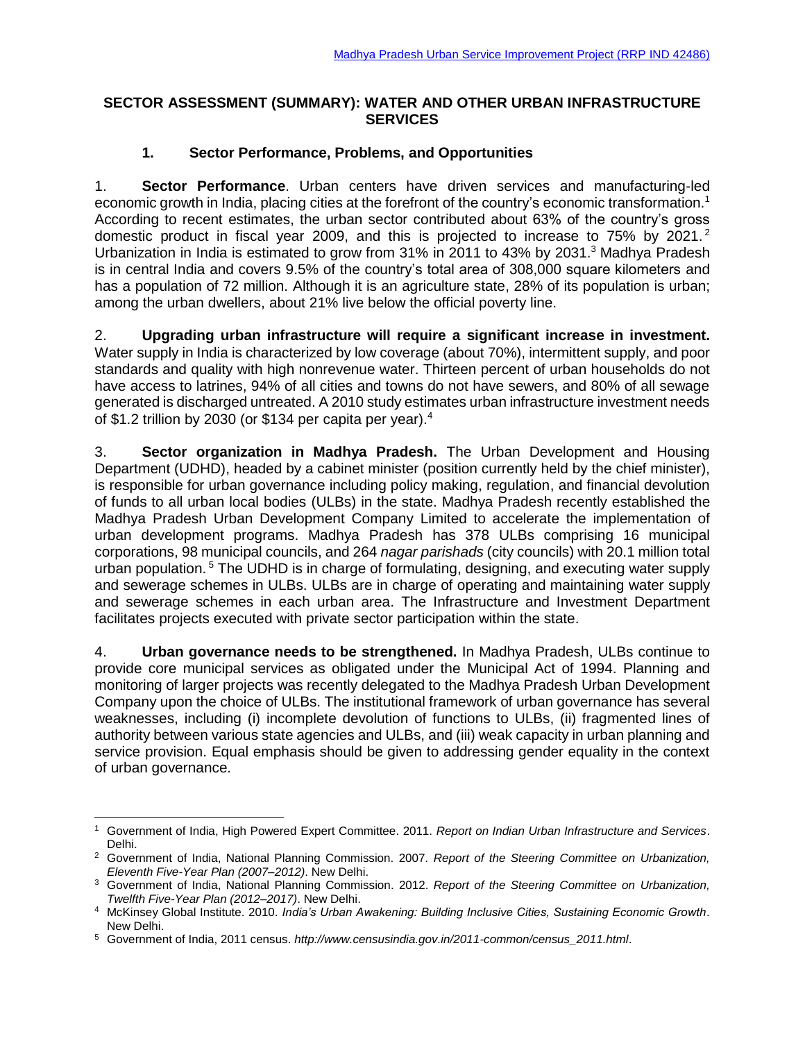# SECTOR ASSESSMENT (SUMMARY): WATER AND OTHER URBAN INFRASTRUCTURE SERVICES

## 1. Sector Performance, Problems, and Opportunities

1. **Sector Performance**. Urban centers have driven services and manufacturing-led economic growth in India, placing cities at the forefront of the country's economic transformation.[1] According to recent estimates, the urban sector contributed about 63% of the country's gross domestic product in fiscal year 2009, and this is projected to increase to 75% by 2021.[2] Urbanization in India is estimated to grow from 31% in 2011 to 43% by 2031.[3] Madhya Pradesh is in central India and covers 9.5% of the country's total area of 308,000 square kilometers and has a population of 72 million. Although it is an agriculture state, 28% of its population is urban; among the urban dwellers, about 21% live below the official poverty line.

2. **Upgrading urban infrastructure will require a significant increase in investment.** Water supply in India is characterized by low coverage (about 70%), intermittent supply, and poor standards and quality with high nonrevenue water. Thirteen percent of urban households do not have access to latrines, 94% of all cities and towns do not have sewers, and 80% of all sewage generated is discharged untreated. A 2010 study estimates urban infrastructure investment needs of $1.2 trillion by 2030 (or $134 per capita per year).[4]

3. **Sector organization in Madhya Pradesh.** The Urban Development and Housing Department (UDHD), headed by a cabinet minister (position currently held by the chief minister), is responsible for urban governance including policy making, regulation, and financial devolution of funds to all urban local bodies (ULBs) in the state. Madhya Pradesh recently established the Madhya Pradesh Urban Development Company Limited to accelerate the implementation of urban development programs. Madhya Pradesh has 378 ULBs comprising 16 municipal corporations, 98 municipal councils, and 264 *nagar parishads* (city councils) with 20.1 million total urban population.[5] The UDHD is in charge of formulating, designing, and executing water supply and sewerage schemes in ULBs. ULBs are in charge of operating and maintaining water supply and sewerage schemes in each urban area. The Infrastructure and Investment Department facilitates projects executed with private sector participation within the state.

4. **Urban governance needs to be strengthened.** In Madhya Pradesh, ULBs continue to provide core municipal services as obligated under the Municipal Act of 1994. Planning and monitoring of larger projects was recently delegated to the Madhya Pradesh Urban Development Company upon the choice of ULBs. The institutional framework of urban governance has several weaknesses, including (i) incomplete devolution of functions to ULBs, (ii) fragmented lines of authority between various state agencies and ULBs, and (iii) weak capacity in urban planning and service provision. Equal emphasis should be given to addressing gender equality in the context of urban governance.

---

[1] Government of India, High Powered Expert Committee. 2011. *Report on Indian Urban Infrastructure and Services*. Delhi.

[2] Government of India, National Planning Commission. 2007. *Report of the Steering Committee on Urbanization, Eleventh Five-Year Plan (2007–2012)*. New Delhi.

[3] Government of India, National Planning Commission. 2012. *Report of the Steering Committee on Urbanization, Twelfth Five-Year Plan (2012–2017)*. New Delhi.

[4] McKinsey Global Institute. 2010. *India's Urban Awakening: Building Inclusive Cities, Sustaining Economic Growth*. New Delhi.

[5] Government of India, 2011 census. *http://www.censusindia.gov.in/2011-common/census_2011.html*.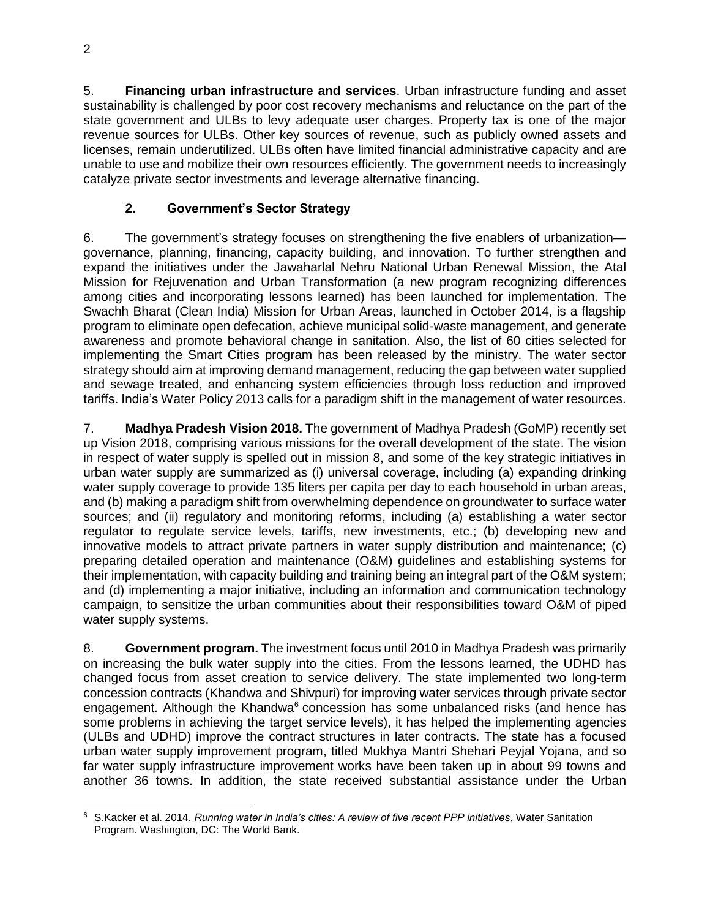5. **Financing urban infrastructure and services**. Urban infrastructure funding and asset sustainability is challenged by poor cost recovery mechanisms and reluctance on the part of the state government and ULBs to levy adequate user charges. Property tax is one of the major revenue sources for ULBs. Other key sources of revenue, such as publicly owned assets and licenses, remain underutilized. ULBs often have limited financial administrative capacity and are unable to use and mobilize their own resources efficiently. The government needs to increasingly catalyze private sector investments and leverage alternative financing.

### 2. Government's Sector Strategy

6. The government's strategy focuses on strengthening the five enablers of urbanization—governance, planning, financing, capacity building, and innovation. To further strengthen and expand the initiatives under the Jawaharlal Nehru National Urban Renewal Mission, the Atal Mission for Rejuvenation and Urban Transformation (a new program recognizing differences among cities and incorporating lessons learned) has been launched for implementation. The Swachh Bharat (Clean India) Mission for Urban Areas, launched in October 2014, is a flagship program to eliminate open defecation, achieve municipal solid-waste management, and generate awareness and promote behavioral change in sanitation. Also, the list of 60 cities selected for implementing the Smart Cities program has been released by the ministry. The water sector strategy should aim at improving demand management, reducing the gap between water supplied and sewage treated, and enhancing system efficiencies through loss reduction and improved tariffs. India's Water Policy 2013 calls for a paradigm shift in the management of water resources.

7. **Madhya Pradesh Vision 2018.** The government of Madhya Pradesh (GoMP) recently set up Vision 2018, comprising various missions for the overall development of the state. The vision in respect of water supply is spelled out in mission 8, and some of the key strategic initiatives in urban water supply are summarized as (i) universal coverage, including (a) expanding drinking water supply coverage to provide 135 liters per capita per day to each household in urban areas, and (b) making a paradigm shift from overwhelming dependence on groundwater to surface water sources; and (ii) regulatory and monitoring reforms, including (a) establishing a water sector regulator to regulate service levels, tariffs, new investments, etc.; (b) developing new and innovative models to attract private partners in water supply distribution and maintenance; (c) preparing detailed operation and maintenance (O&M) guidelines and establishing systems for their implementation, with capacity building and training being an integral part of the O&M system; and (d) implementing a major initiative, including an information and communication technology campaign, to sensitize the urban communities about their responsibilities toward O&M of piped water supply systems.

8. **Government program.** The investment focus until 2010 in Madhya Pradesh was primarily on increasing the bulk water supply into the cities. From the lessons learned, the UDHD has changed focus from asset creation to service delivery. The state implemented two long-term concession contracts (Khandwa and Shivpuri) for improving water services through private sector engagement. Although the Khandwa[6] concession has some unbalanced risks (and hence has some problems in achieving the target service levels), it has helped the implementing agencies (ULBs and UDHD) improve the contract structures in later contracts. The state has a focused urban water supply improvement program, titled Mukhya Mantri Shehari Peyjal Yojana*,* and so far water supply infrastructure improvement works have been taken up in about 99 towns and another 36 towns. In addition, the state received substantial assistance under the Urban

---

[6] S.Kacker et al. 2014. *Running water in India's cities: A review of five recent PPP initiatives*, Water Sanitation Program. Washington, DC: The World Bank.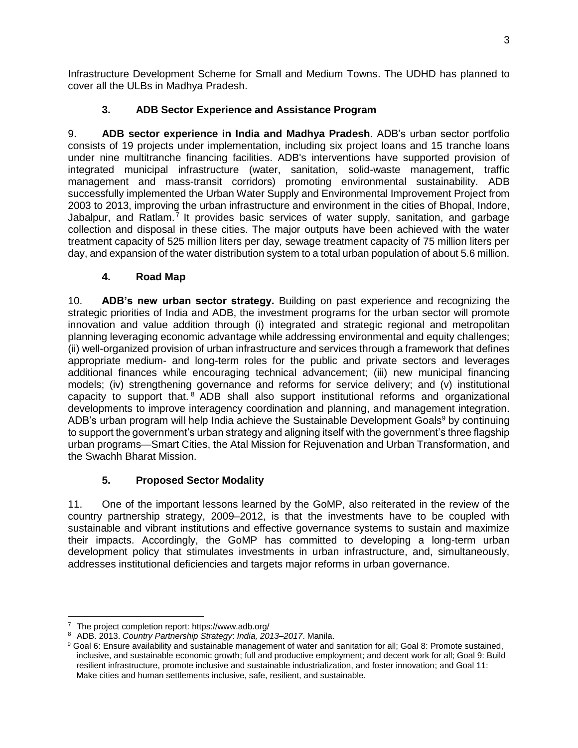Infrastructure Development Scheme for Small and Medium Towns. The UDHD has planned to cover all the ULBs in Madhya Pradesh.

### 3. ADB Sector Experience and Assistance Program

9. **ADB sector experience in India and Madhya Pradesh**. ADB's urban sector portfolio consists of 19 projects under implementation, including six project loans and 15 tranche loans under nine multitranche financing facilities. ADB's interventions have supported provision of integrated municipal infrastructure (water, sanitation, solid-waste management, traffic management and mass-transit corridors) promoting environmental sustainability. ADB successfully implemented the Urban Water Supply and Environmental Improvement Project from 2003 to 2013, improving the urban infrastructure and environment in the cities of Bhopal, Indore, Jabalpur, and Ratlam.[7] It provides basic services of water supply, sanitation, and garbage collection and disposal in these cities. The major outputs have been achieved with the water treatment capacity of 525 million liters per day, sewage treatment capacity of 75 million liters per day, and expansion of the water distribution system to a total urban population of about 5.6 million.

### 4. Road Map

10. **ADB's new urban sector strategy.** Building on past experience and recognizing the strategic priorities of India and ADB, the investment programs for the urban sector will promote innovation and value addition through (i) integrated and strategic regional and metropolitan planning leveraging economic advantage while addressing environmental and equity challenges; (ii) well-organized provision of urban infrastructure and services through a framework that defines appropriate medium- and long-term roles for the public and private sectors and leverages additional finances while encouraging technical advancement; (iii) new municipal financing models; (iv) strengthening governance and reforms for service delivery; and (v) institutional capacity to support that.[8] ADB shall also support institutional reforms and organizational developments to improve interagency coordination and planning, and management integration. ADB's urban program will help India achieve the Sustainable Development Goals[9] by continuing to support the government's urban strategy and aligning itself with the government's three flagship urban programs—Smart Cities, the Atal Mission for Rejuvenation and Urban Transformation, and the Swachh Bharat Mission.

### 5. Proposed Sector Modality

11. One of the important lessons learned by the GoMP, also reiterated in the review of the country partnership strategy, 2009–2012, is that the investments have to be coupled with sustainable and vibrant institutions and effective governance systems to sustain and maximize their impacts. Accordingly, the GoMP has committed to developing a long-term urban development policy that stimulates investments in urban infrastructure, and, simultaneously, addresses institutional deficiencies and targets major reforms in urban governance.

---

[7] The project completion report: https://www.adb.org/

[8] ADB. 2013. *Country Partnership Strategy*: *India, 2013–2017*. Manila.

[9] Goal 6: Ensure availability and sustainable management of water and sanitation for all; Goal 8: Promote sustained, inclusive, and sustainable economic growth; full and productive employment; and decent work for all; Goal 9: Build resilient infrastructure, promote inclusive and sustainable industrialization, and foster innovation; and Goal 11: Make cities and human settlements inclusive, safe, resilient, and sustainable.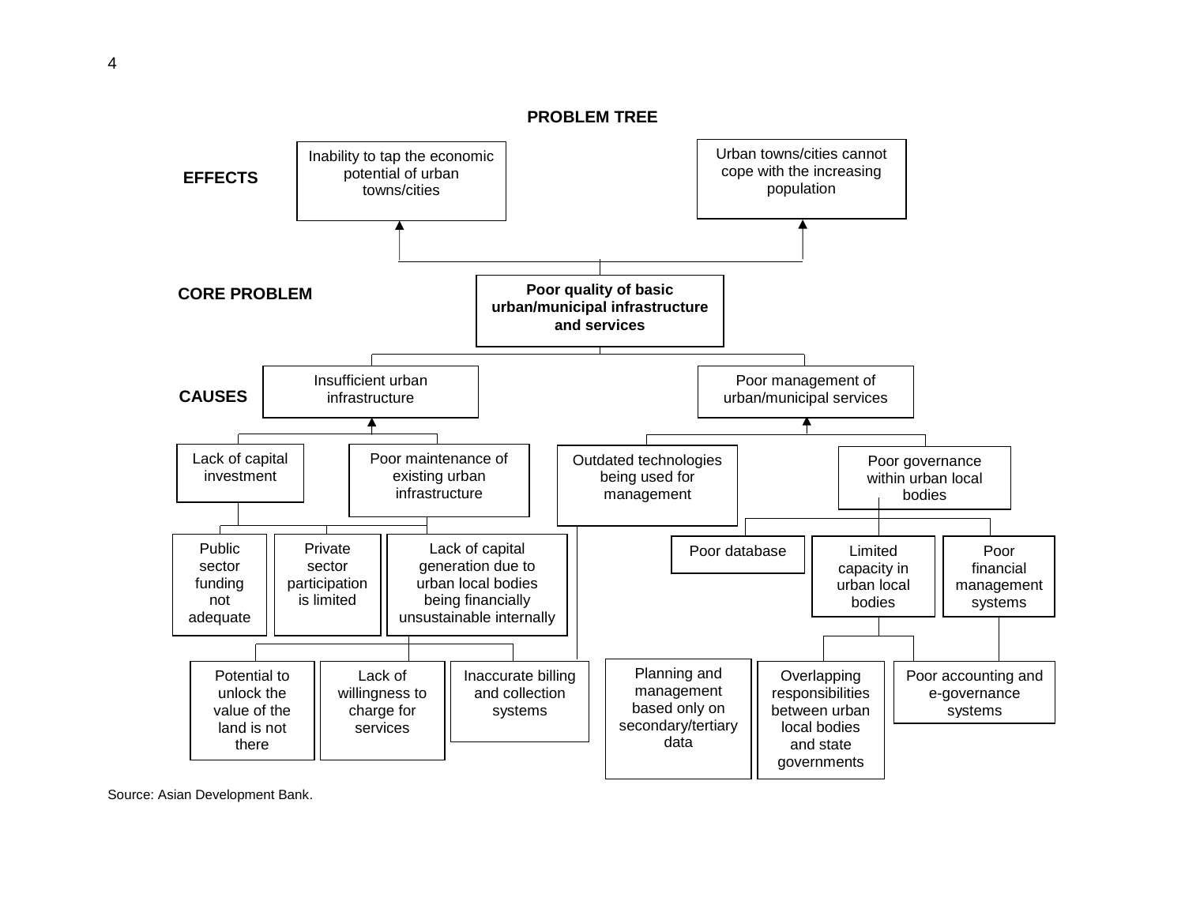## PROBLEM TREE

**EFFECTS**

- Inability to tap the economic potential of urban towns/cities
- Urban towns/cities cannot cope with the increasing population

**CORE PROBLEM**

- **Poor quality of basic urban/municipal infrastructure and services**

**CAUSES**

- Insufficient urban infrastructure
  - Lack of capital investment
    - Public sector funding not adequate
    - Private sector participation is limited
    - Lack of capital generation due to urban local bodies being financially unsustainable internally
      - Potential to unlock the value of the land is not there
      - Lack of willingness to charge for services
      - Inaccurate billing and collection systems
  - Poor maintenance of existing urban infrastructure
- Poor management of urban/municipal services
  - Outdated technologies being used for management
    - Inaccurate billing and collection systems
  - Poor governance within urban local bodies
    - Poor database
    - Limited capacity in urban local bodies
      - Overlapping responsibilities between urban local bodies and state governments
      - Poor accounting and e-governance systems
    - Poor financial management systems
      - Poor accounting and e-governance systems
    - Planning and management based only on secondary/tertiary data

Source: Asian Development Bank.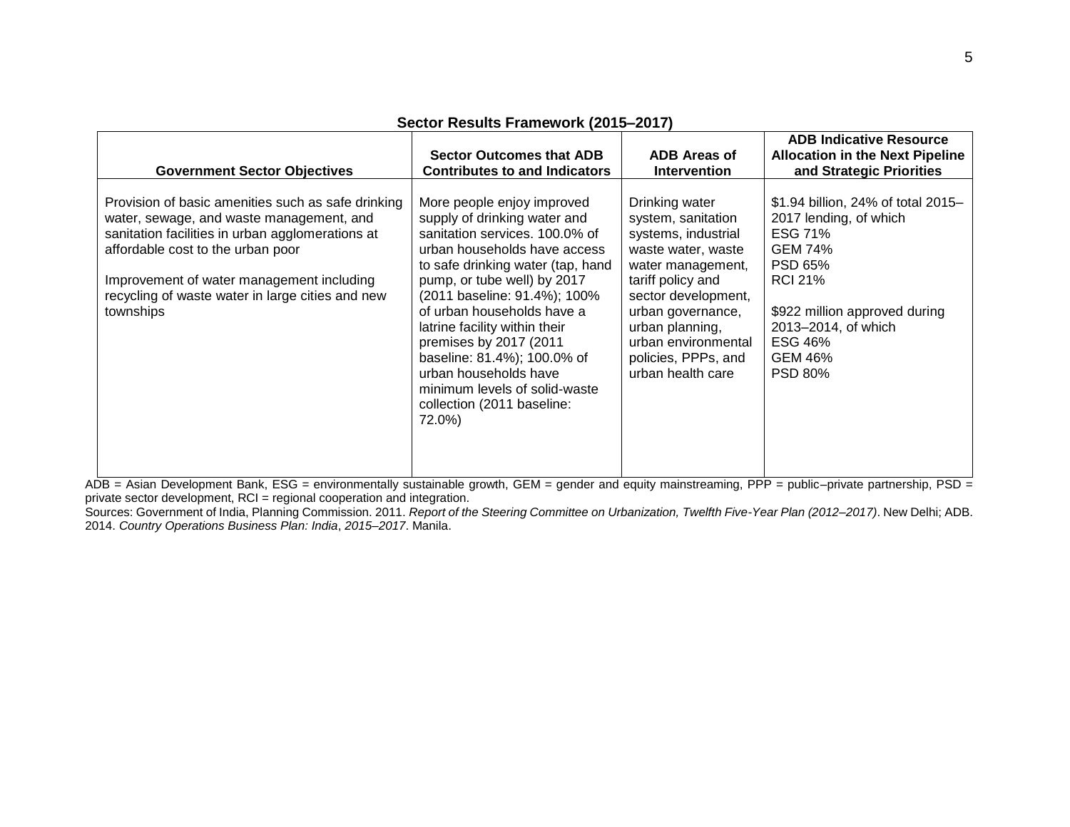**Sector Results Framework (2015–2017)**

| Government Sector Objectives | Sector Outcomes that ADB Contributes to and Indicators | ADB Areas of Intervention | ADB Indicative Resource Allocation in the Next Pipeline and Strategic Priorities |
|---|---|---|---|
| Provision of basic amenities such as safe drinking water, sewage, and waste management, and sanitation facilities in urban agglomerations at affordable cost to the urban poor<br><br>Improvement of water management including recycling of waste water in large cities and new townships | More people enjoy improved supply of drinking water and sanitation services. 100.0% of urban households have access to safe drinking water (tap, hand pump, or tube well) by 2017 (2011 baseline: 91.4%); 100% of urban households have a latrine facility within their premises by 2017 (2011 baseline: 81.4%); 100.0% of urban households have minimum levels of solid-waste collection (2011 baseline: 72.0%) | Drinking water system, sanitation systems, industrial waste water, waste water management, tariff policy and sector development, urban governance, urban planning, urban environmental policies, PPPs, and urban health care | \$1.94 billion, 24% of total 2015–2017 lending, of which<br>ESG 71%<br>GEM 74%<br>PSD 65%<br>RCI 21%<br><br>\$922 million approved during 2013–2014, of which<br>ESG 46%<br>GEM 46%<br>PSD 80% |

ADB = Asian Development Bank, ESG = environmentally sustainable growth, GEM = gender and equity mainstreaming, PPP = public–private partnership, PSD = private sector development, RCI = regional cooperation and integration.

Sources: Government of India, Planning Commission. 2011. *Report of the Steering Committee on Urbanization, Twelfth Five-Year Plan (2012–2017)*. New Delhi; ADB. 2014. *Country Operations Business Plan: India*, *2015–2017*. Manila.